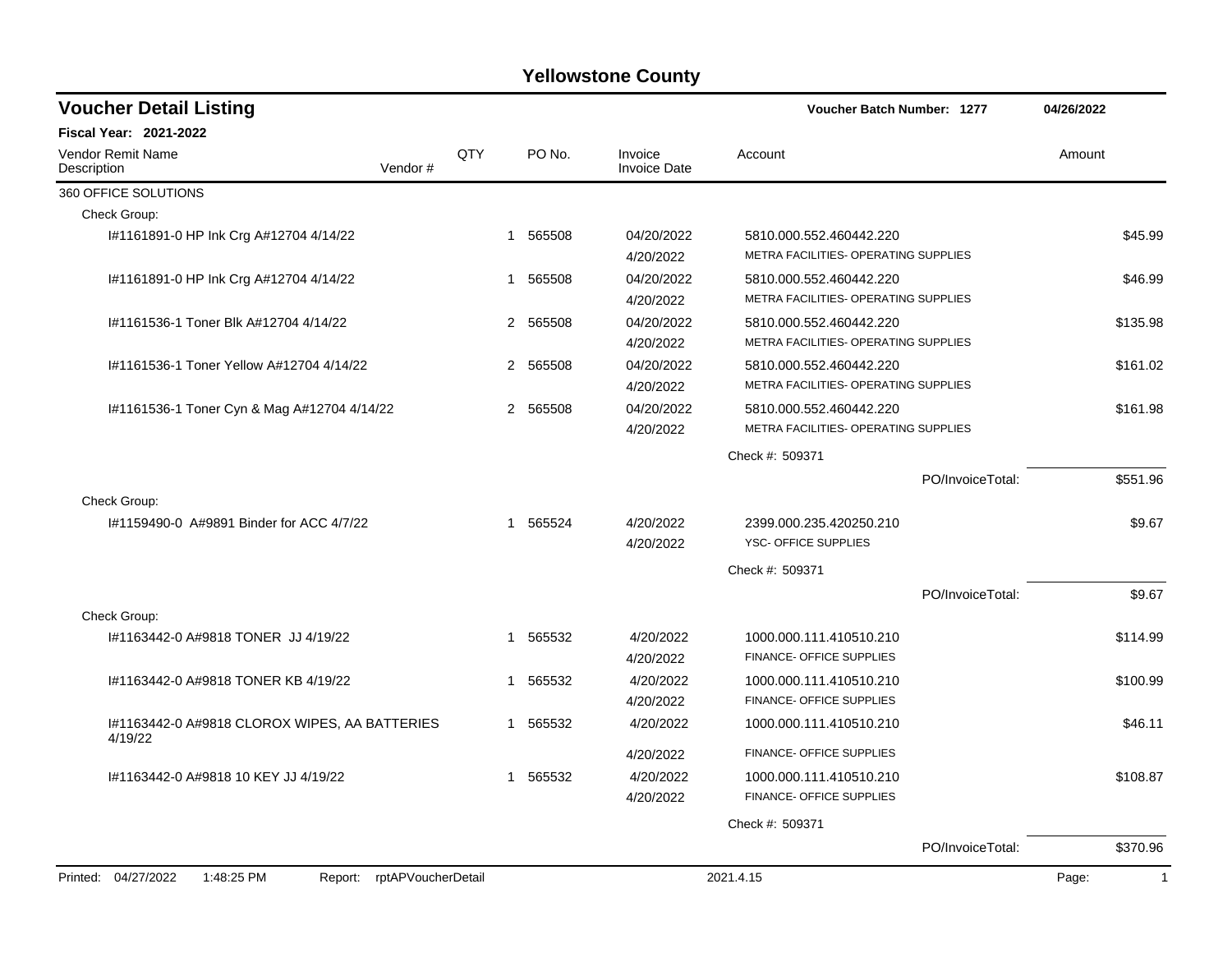# Yellowstone County

## Voucher Detail Listing

**Voucher Batch Number: 1277** — 04/26/2022

**Fiscal Year: 2021-2022**

| Vendor Remit Name / Description | Vendor # | QTY | PO No. | Invoice / Invoice Date | Account | Amount |
|---|---|---|---|---|---|---|
| 360 OFFICE SOLUTIONS | | | | | | |
| Check Group: | | | | | | |
| I#1161891-0 HP Ink Crg A#12704 4/14/22 | | 1 | 565508 | 04/20/2022 4/20/2022 | 5810.000.552.460442.220 METRA FACILITIES- OPERATING SUPPLIES | $45.99 |
| I#1161891-0 HP Ink Crg A#12704 4/14/22 | | 1 | 565508 | 04/20/2022 4/20/2022 | 5810.000.552.460442.220 METRA FACILITIES- OPERATING SUPPLIES | $46.99 |
| I#1161536-1 Toner Blk A#12704 4/14/22 | | 2 | 565508 | 04/20/2022 4/20/2022 | 5810.000.552.460442.220 METRA FACILITIES- OPERATING SUPPLIES | $135.98 |
| I#1161536-1 Toner Yellow A#12704 4/14/22 | | 2 | 565508 | 04/20/2022 4/20/2022 | 5810.000.552.460442.220 METRA FACILITIES- OPERATING SUPPLIES | $161.02 |
| I#1161536-1 Toner Cyn & Mag A#12704 4/14/22 | | 2 | 565508 | 04/20/2022 4/20/2022 | 5810.000.552.460442.220 METRA FACILITIES- OPERATING SUPPLIES | $161.98 |
| | | | | | Check #: 509371 | |
| | | | | | PO/InvoiceTotal: | $551.96 |
| Check Group: | | | | | | |
| I#1159490-0 A#9891 Binder for ACC 4/7/22 | | 1 | 565524 | 4/20/2022 4/20/2022 | 2399.000.235.420250.210 YSC- OFFICE SUPPLIES | $9.67 |
| | | | | | Check #: 509371 | |
| | | | | | PO/InvoiceTotal: | $9.67 |
| Check Group: | | | | | | |
| I#1163442-0 A#9818 TONER JJ 4/19/22 | | 1 | 565532 | 4/20/2022 4/20/2022 | 1000.000.111.410510.210 FINANCE- OFFICE SUPPLIES | $114.99 |
| I#1163442-0 A#9818 TONER KB 4/19/22 | | 1 | 565532 | 4/20/2022 4/20/2022 | 1000.000.111.410510.210 FINANCE- OFFICE SUPPLIES | $100.99 |
| I#1163442-0 A#9818 CLOROX WIPES, AA BATTERIES 4/19/22 | | 1 | 565532 | 4/20/2022 4/20/2022 | 1000.000.111.410510.210 FINANCE- OFFICE SUPPLIES | $46.11 |
| I#1163442-0 A#9818 10 KEY JJ 4/19/22 | | 1 | 565532 | 4/20/2022 4/20/2022 | 1000.000.111.410510.210 FINANCE- OFFICE SUPPLIES | $108.87 |
| | | | | | Check #: 509371 | |
| | | | | | PO/InvoiceTotal: | $370.96 |

Printed: 04/27/2022 1:48:25 PM Report: rptAPVoucherDetail 2021.4.15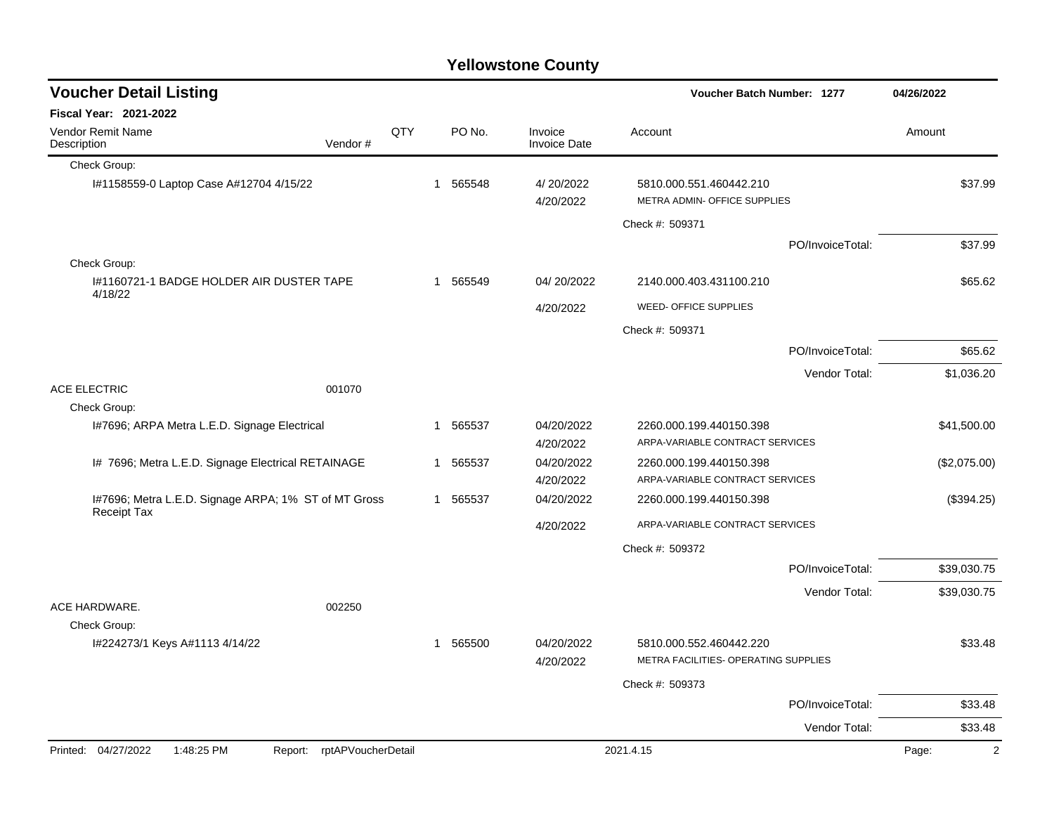# Yellowstone County

## Voucher Detail Listing

**Voucher Batch Number: 1277** — 04/26/2022

**Fiscal Year: 2021-2022**

| Vendor Remit Name / Description | Vendor # | QTY | PO No. | Invoice / Invoice Date | Account | Amount |
|---|---|---|---|---|---|---|
| Check Group: | | | | | | |
| I#1158559-0 Laptop Case A#12704 4/15/22 | | 1 | 565548 | 4/ 20/2022<br>4/20/2022 | 5810.000.551.460442.210<br>METRA ADMIN- OFFICE SUPPLIES | $37.99 |
| | | | | | Check #: 509371 | |
| | | | | | PO/InvoiceTotal: | $37.99 |
| Check Group: | | | | | | |
| I#1160721-1 BADGE HOLDER AIR DUSTER TAPE 4/18/22 | | 1 | 565549 | 04/ 20/2022<br>4/20/2022 | 2140.000.403.431100.210<br>WEED- OFFICE SUPPLIES | $65.62 |
| | | | | | Check #: 509371 | |
| | | | | | PO/InvoiceTotal: | $65.62 |
| | | | | | Vendor Total: | $1,036.20 |
| ACE ELECTRIC | 001070 | | | | | |
| Check Group: | | | | | | |
| I#7696; ARPA Metra L.E.D. Signage Electrical | | 1 | 565537 | 04/20/2022<br>4/20/2022 | 2260.000.199.440150.398<br>ARPA-VARIABLE CONTRACT SERVICES | $41,500.00 |
| I# 7696; Metra L.E.D. Signage Electrical RETAINAGE | | 1 | 565537 | 04/20/2022<br>4/20/2022 | 2260.000.199.440150.398<br>ARPA-VARIABLE CONTRACT SERVICES | ($2,075.00) |
| I#7696; Metra L.E.D. Signage ARPA; 1% ST of MT Gross Receipt Tax | | 1 | 565537 | 04/20/2022<br>4/20/2022 | 2260.000.199.440150.398<br>ARPA-VARIABLE CONTRACT SERVICES | ($394.25) |
| | | | | | Check #: 509372 | |
| | | | | | PO/InvoiceTotal: | $39,030.75 |
| | | | | | Vendor Total: | $39,030.75 |
| ACE HARDWARE. | 002250 | | | | | |
| Check Group: | | | | | | |
| I#224273/1 Keys A#1113 4/14/22 | | 1 | 565500 | 04/20/2022<br>4/20/2022 | 5810.000.552.460442.220<br>METRA FACILITIES- OPERATING SUPPLIES | $33.48 |
| | | | | | Check #: 509373 | |
| | | | | | PO/InvoiceTotal: | $33.48 |
| | | | | | Vendor Total: | $33.48 |

Printed: 04/27/2022 1:48:25 PM Report: rptAPVoucherDetail 2021.4.15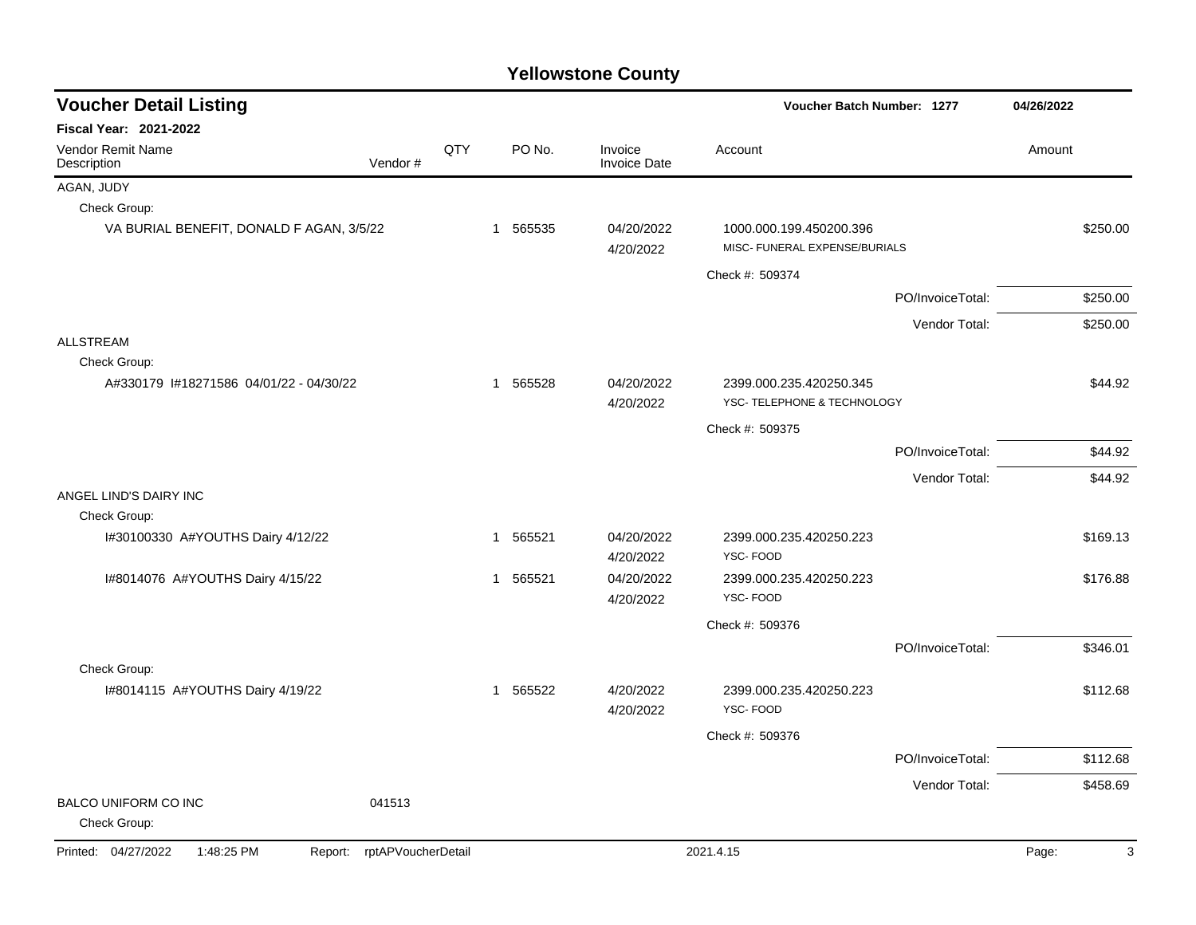# Yellowstone County

## Voucher Detail Listing

**Voucher Batch Number: 1277** — 04/26/2022

**Fiscal Year: 2021-2022**

| Vendor Remit Name / Description | Vendor # | QTY | PO No. | Invoice / Invoice Date | Account | Amount |
|---|---|---|---|---|---|---|
| AGAN, JUDY | | | | | | |
| Check Group: | | | | | | |
| VA BURIAL BENEFIT, DONALD F AGAN, 3/5/22 | | 1 | 565535 | 04/20/2022 4/20/2022 | 1000.000.199.450200.396 MISC- FUNERAL EXPENSE/BURIALS | $250.00 |
| | | | | | Check #: 509374 | |
| | | | | | PO/InvoiceTotal: | $250.00 |
| | | | | | Vendor Total: | $250.00 |
| ALLSTREAM | | | | | | |
| Check Group: | | | | | | |
| A#330179 I#18271586 04/01/22 - 04/30/22 | | 1 | 565528 | 04/20/2022 4/20/2022 | 2399.000.235.420250.345 YSC- TELEPHONE & TECHNOLOGY | $44.92 |
| | | | | | Check #: 509375 | |
| | | | | | PO/InvoiceTotal: | $44.92 |
| | | | | | Vendor Total: | $44.92 |
| ANGEL LIND'S DAIRY INC | | | | | | |
| Check Group: | | | | | | |
| I#30100330 A#YOUTHS Dairy 4/12/22 | | 1 | 565521 | 04/20/2022 4/20/2022 | 2399.000.235.420250.223 YSC- FOOD | $169.13 |
| I#8014076 A#YOUTHS Dairy 4/15/22 | | 1 | 565521 | 04/20/2022 4/20/2022 | 2399.000.235.420250.223 YSC- FOOD | $176.88 |
| | | | | | Check #: 509376 | |
| | | | | | PO/InvoiceTotal: | $346.01 |
| Check Group: | | | | | | |
| I#8014115 A#YOUTHS Dairy 4/19/22 | | 1 | 565522 | 4/20/2022 4/20/2022 | 2399.000.235.420250.223 YSC- FOOD | $112.68 |
| | | | | | Check #: 509376 | |
| | | | | | PO/InvoiceTotal: | $112.68 |
| | | | | | Vendor Total: | $458.69 |
| BALCO UNIFORM CO INC | 041513 | | | | | |
| Check Group: | | | | | | |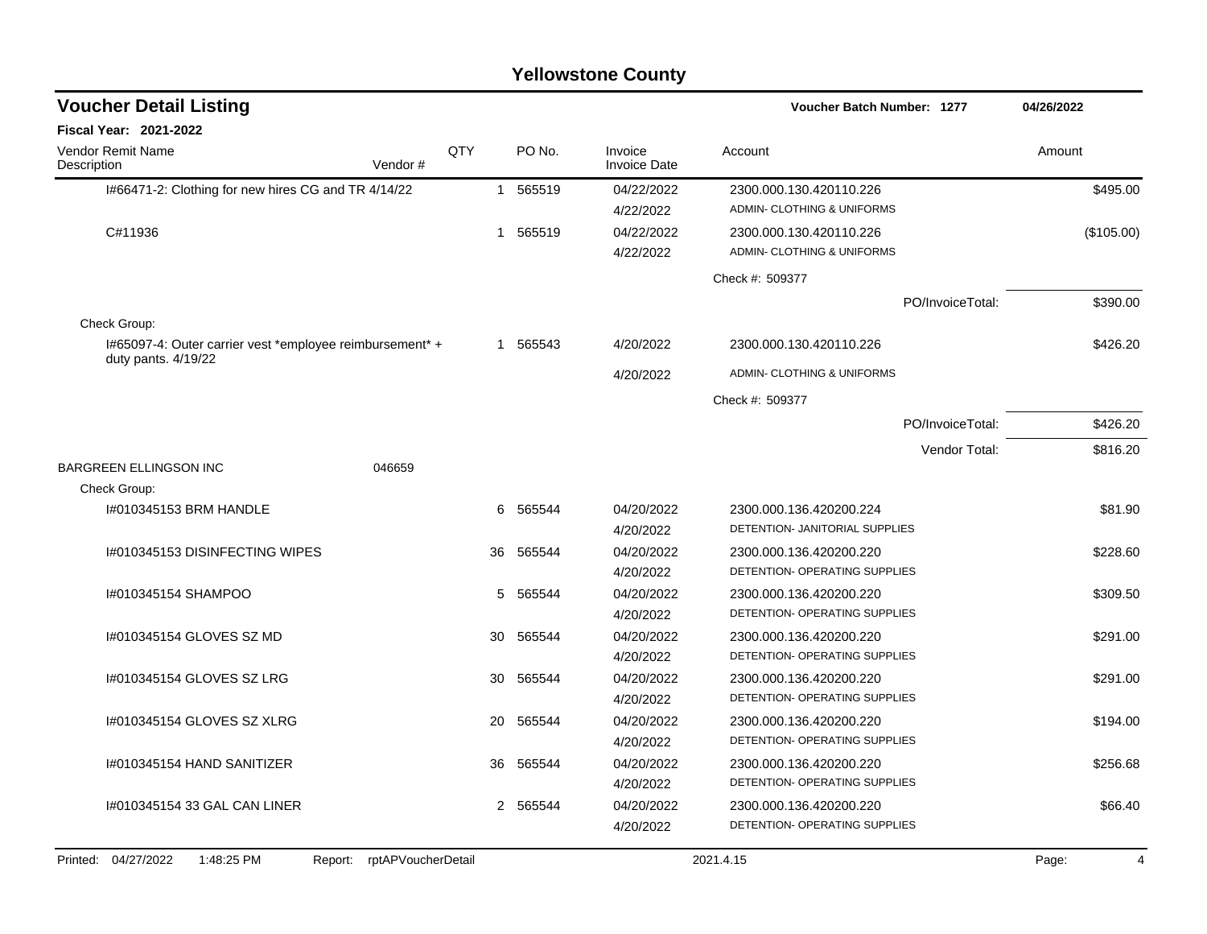# Yellowstone County

## Voucher Detail Listing

**Voucher Batch Number: 1277** — 04/26/2022

**Fiscal Year: 2021-2022**

| Vendor Remit Name / Description | Vendor # | QTY | PO No. | Invoice / Invoice Date | Account | Amount |
|---|---|---|---|---|---|---|
| I#66471-2: Clothing for new hires CG and TR 4/14/22 | | 1 | 565519 | 04/22/2022 / 4/22/2022 | 2300.000.130.420110.226 ADMIN- CLOTHING & UNIFORMS | $495.00 |
| C#11936 | | 1 | 565519 | 04/22/2022 / 4/22/2022 | 2300.000.130.420110.226 ADMIN- CLOTHING & UNIFORMS | ($105.00) |
| | | | | | Check #: 509377 | |
| | | | | | PO/InvoiceTotal: | $390.00 |
| Check Group: | | | | | | |
| I#65097-4: Outer carrier vest *employee reimbursement* + duty pants. 4/19/22 | | 1 | 565543 | 4/20/2022 / 4/20/2022 | 2300.000.130.420110.226 ADMIN- CLOTHING & UNIFORMS | $426.20 |
| | | | | | Check #: 509377 | |
| | | | | | PO/InvoiceTotal: | $426.20 |
| | | | | | Vendor Total: | $816.20 |
| BARGREEN ELLINGSON INC | 046659 | | | | | |
| Check Group: | | | | | | |
| I#010345153 BRM HANDLE | | 6 | 565544 | 04/20/2022 / 4/20/2022 | 2300.000.136.420200.224 DETENTION- JANITORIAL SUPPLIES | $81.90 |
| I#010345153 DISINFECTING WIPES | | 36 | 565544 | 04/20/2022 / 4/20/2022 | 2300.000.136.420200.220 DETENTION- OPERATING SUPPLIES | $228.60 |
| I#010345154 SHAMPOO | | 5 | 565544 | 04/20/2022 / 4/20/2022 | 2300.000.136.420200.220 DETENTION- OPERATING SUPPLIES | $309.50 |
| I#010345154 GLOVES SZ MD | | 30 | 565544 | 04/20/2022 / 4/20/2022 | 2300.000.136.420200.220 DETENTION- OPERATING SUPPLIES | $291.00 |
| I#010345154 GLOVES SZ LRG | | 30 | 565544 | 04/20/2022 / 4/20/2022 | 2300.000.136.420200.220 DETENTION- OPERATING SUPPLIES | $291.00 |
| I#010345154 GLOVES SZ XLRG | | 20 | 565544 | 04/20/2022 / 4/20/2022 | 2300.000.136.420200.220 DETENTION- OPERATING SUPPLIES | $194.00 |
| I#010345154 HAND SANITIZER | | 36 | 565544 | 04/20/2022 / 4/20/2022 | 2300.000.136.420200.220 DETENTION- OPERATING SUPPLIES | $256.68 |
| I#010345154 33 GAL CAN LINER | | 2 | 565544 | 04/20/2022 / 4/20/2022 | 2300.000.136.420200.220 DETENTION- OPERATING SUPPLIES | $66.40 |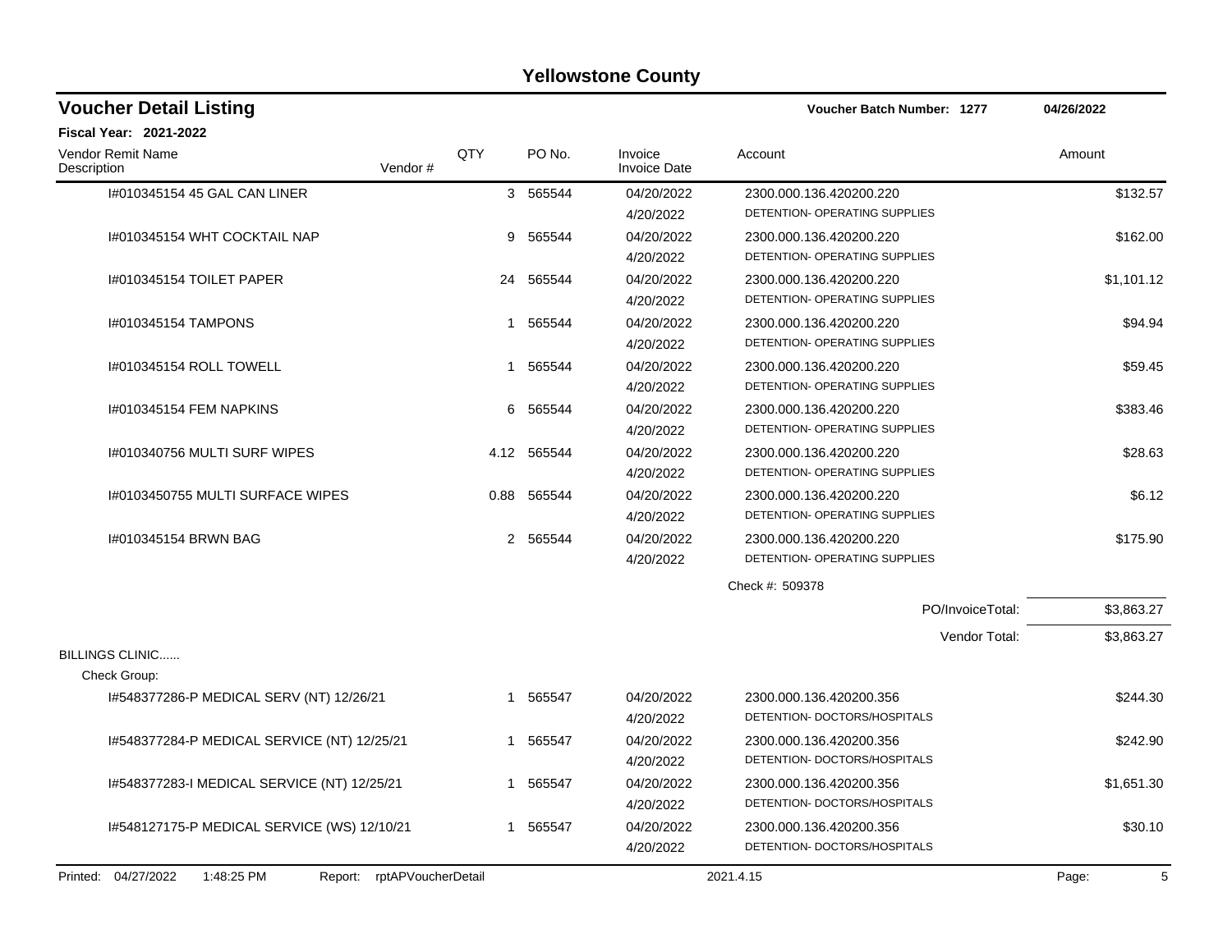# Yellowstone County

## Voucher Detail Listing

**Voucher Batch Number: 1277** — 04/26/2022

**Fiscal Year: 2021-2022**

| Vendor Remit Name / Description | Vendor # | QTY | PO No. | Invoice / Invoice Date | Account | Amount |
|---|---|---|---|---|---|---|
| I#010345154 45 GAL CAN LINER | | 3 | 565544 | 04/20/2022 4/20/2022 | 2300.000.136.420200.220 DETENTION- OPERATING SUPPLIES | $132.57 |
| I#010345154 WHT COCKTAIL NAP | | 9 | 565544 | 04/20/2022 4/20/2022 | 2300.000.136.420200.220 DETENTION- OPERATING SUPPLIES | $162.00 |
| I#010345154 TOILET PAPER | | 24 | 565544 | 04/20/2022 4/20/2022 | 2300.000.136.420200.220 DETENTION- OPERATING SUPPLIES | $1,101.12 |
| I#010345154 TAMPONS | | 1 | 565544 | 04/20/2022 4/20/2022 | 2300.000.136.420200.220 DETENTION- OPERATING SUPPLIES | $94.94 |
| I#010345154 ROLL TOWELL | | 1 | 565544 | 04/20/2022 4/20/2022 | 2300.000.136.420200.220 DETENTION- OPERATING SUPPLIES | $59.45 |
| I#010345154 FEM NAPKINS | | 6 | 565544 | 04/20/2022 4/20/2022 | 2300.000.136.420200.220 DETENTION- OPERATING SUPPLIES | $383.46 |
| I#010340756 MULTI SURF WIPES | | 4.12 | 565544 | 04/20/2022 4/20/2022 | 2300.000.136.420200.220 DETENTION- OPERATING SUPPLIES | $28.63 |
| I#0103450755 MULTI SURFACE WIPES | | 0.88 | 565544 | 04/20/2022 4/20/2022 | 2300.000.136.420200.220 DETENTION- OPERATING SUPPLIES | $6.12 |
| I#010345154 BRWN BAG | | 2 | 565544 | 04/20/2022 4/20/2022 | 2300.000.136.420200.220 DETENTION- OPERATING SUPPLIES | $175.90 |
| | | | | | Check #: 509378 | |
| | | | | | PO/InvoiceTotal: | $3,863.27 |
| | | | | | Vendor Total: | $3,863.27 |
| BILLINGS CLINIC...... | | | | | | |
| Check Group: | | | | | | |
| I#548377286-P MEDICAL SERV (NT) 12/26/21 | | 1 | 565547 | 04/20/2022 4/20/2022 | 2300.000.136.420200.356 DETENTION- DOCTORS/HOSPITALS | $244.30 |
| I#548377284-P MEDICAL SERVICE (NT) 12/25/21 | | 1 | 565547 | 04/20/2022 4/20/2022 | 2300.000.136.420200.356 DETENTION- DOCTORS/HOSPITALS | $242.90 |
| I#548377283-I MEDICAL SERVICE (NT) 12/25/21 | | 1 | 565547 | 04/20/2022 4/20/2022 | 2300.000.136.420200.356 DETENTION- DOCTORS/HOSPITALS | $1,651.30 |
| I#548127175-P MEDICAL SERVICE (WS) 12/10/21 | | 1 | 565547 | 04/20/2022 4/20/2022 | 2300.000.136.420200.356 DETENTION- DOCTORS/HOSPITALS | $30.10 |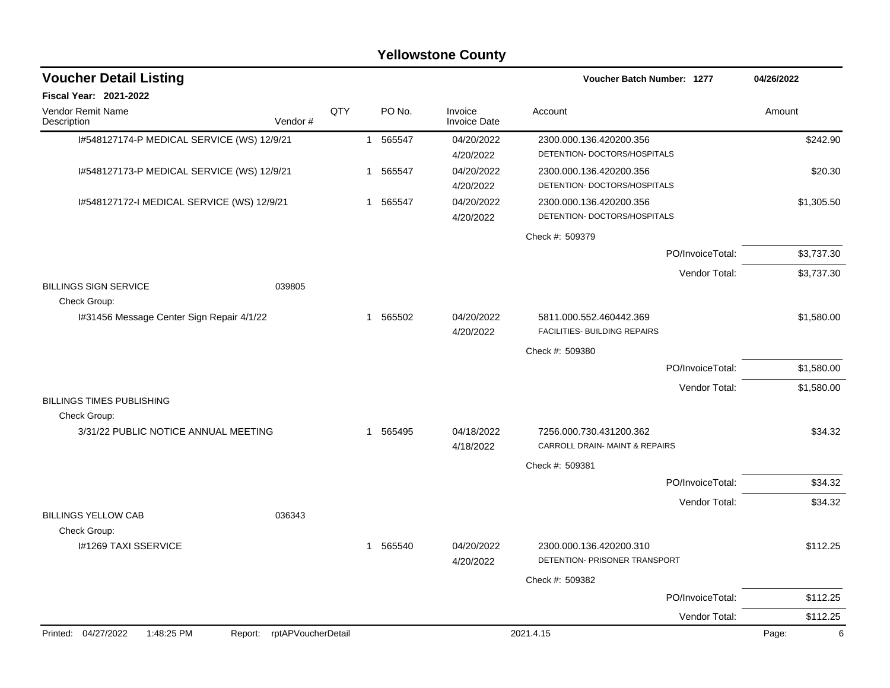## Yellowstone County

### Voucher Detail Listing

Voucher Batch Number: 1277 — 04/26/2022

**Fiscal Year: 2021-2022**

| Vendor Remit Name / Description | Vendor # | QTY | PO No. | Invoice / Invoice Date | Account | Amount |
|---|---|---|---|---|---|---|
| I#548127174-P MEDICAL SERVICE (WS) 12/9/21 | | 1 | 565547 | 04/20/2022<br>4/20/2022 | 2300.000.136.420200.356<br>DETENTION- DOCTORS/HOSPITALS | $242.90 |
| I#548127173-P MEDICAL SERVICE (WS) 12/9/21 | | 1 | 565547 | 04/20/2022<br>4/20/2022 | 2300.000.136.420200.356<br>DETENTION- DOCTORS/HOSPITALS | $20.30 |
| I#548127172-I MEDICAL SERVICE (WS) 12/9/21 | | 1 | 565547 | 04/20/2022<br>4/20/2022 | 2300.000.136.420200.356<br>DETENTION- DOCTORS/HOSPITALS | $1,305.50 |
| | | | | | Check #: 509379 | |
| | | | | | PO/InvoiceTotal: | $3,737.30 |
| | | | | | Vendor Total: | $3,737.30 |
| BILLINGS SIGN SERVICE | 039805 | | | | | |
| Check Group: | | | | | | |
| I#31456 Message Center Sign Repair 4/1/22 | | 1 | 565502 | 04/20/2022<br>4/20/2022 | 5811.000.552.460442.369<br>FACILITIES- BUILDING REPAIRS | $1,580.00 |
| | | | | | Check #: 509380 | |
| | | | | | PO/InvoiceTotal: | $1,580.00 |
| | | | | | Vendor Total: | $1,580.00 |
| BILLINGS TIMES PUBLISHING | | | | | | |
| Check Group: | | | | | | |
| 3/31/22 PUBLIC NOTICE ANNUAL MEETING | | 1 | 565495 | 04/18/2022<br>4/18/2022 | 7256.000.730.431200.362<br>CARROLL DRAIN- MAINT & REPAIRS | $34.32 |
| | | | | | Check #: 509381 | |
| | | | | | PO/InvoiceTotal: | $34.32 |
| | | | | | Vendor Total: | $34.32 |
| BILLINGS YELLOW CAB | 036343 | | | | | |
| Check Group: | | | | | | |
| I#1269 TAXI SSERVICE | | 1 | 565540 | 04/20/2022<br>4/20/2022 | 2300.000.136.420200.310<br>DETENTION- PRISONER TRANSPORT | $112.25 |
| | | | | | Check #: 509382 | |
| | | | | | PO/InvoiceTotal: | $112.25 |
| | | | | | Vendor Total: | $112.25 |

Printed: 04/27/2022 1:48:25 PM Report: rptAPVoucherDetail 2021.4.15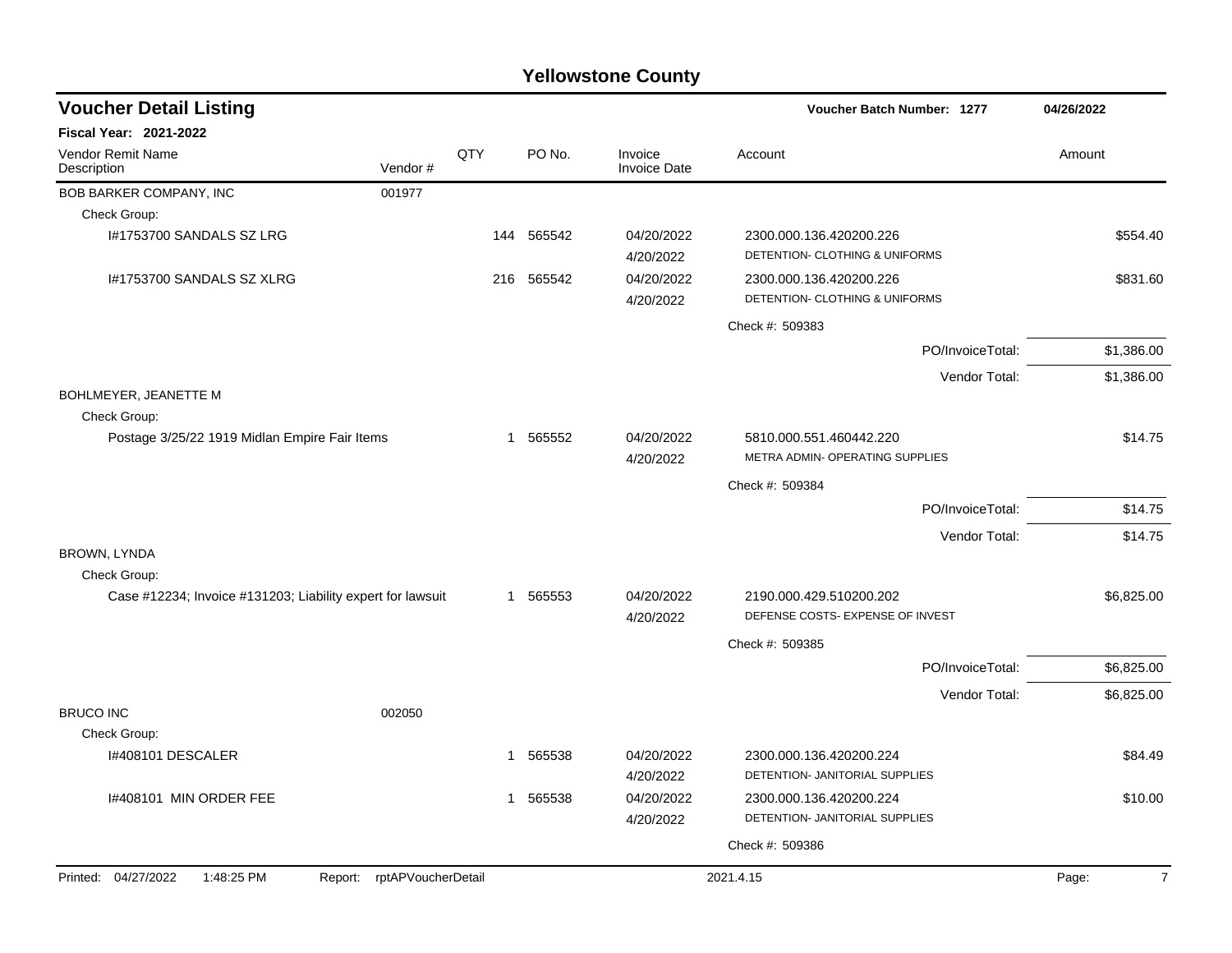# Yellowstone County

## Voucher Detail Listing

**Voucher Batch Number: 1277** | **04/26/2022**

**Fiscal Year: 2021-2022**

| Vendor Remit Name / Description | Vendor # | QTY | PO No. | Invoice / Invoice Date | Account | Amount |
|---|---|---|---|---|---|---|
| BOB BARKER COMPANY, INC | 001977 | | | | | |
| Check Group: | | | | | | |
| I#1753700 SANDALS SZ LRG | | 144 | 565542 | 04/20/2022<br>4/20/2022 | 2300.000.136.420200.226<br>DETENTION- CLOTHING & UNIFORMS | $554.40 |
| I#1753700 SANDALS SZ XLRG | | 216 | 565542 | 04/20/2022<br>4/20/2022 | 2300.000.136.420200.226<br>DETENTION- CLOTHING & UNIFORMS | $831.60 |
| | | | | | Check #: 509383 | |
| | | | | | PO/InvoiceTotal: | $1,386.00 |
| | | | | | Vendor Total: | $1,386.00 |
| BOHLMEYER, JEANETTE M | | | | | | |
| Check Group: | | | | | | |
| Postage 3/25/22 1919 Midlan Empire Fair Items | | 1 | 565552 | 04/20/2022<br>4/20/2022 | 5810.000.551.460442.220<br>METRA ADMIN- OPERATING SUPPLIES | $14.75 |
| | | | | | Check #: 509384 | |
| | | | | | PO/InvoiceTotal: | $14.75 |
| | | | | | Vendor Total: | $14.75 |
| BROWN, LYNDA | | | | | | |
| Check Group: | | | | | | |
| Case #12234; Invoice #131203; Liability expert for lawsuit | | 1 | 565553 | 04/20/2022<br>4/20/2022 | 2190.000.429.510200.202<br>DEFENSE COSTS- EXPENSE OF INVEST | $6,825.00 |
| | | | | | Check #: 509385 | |
| | | | | | PO/InvoiceTotal: | $6,825.00 |
| | | | | | Vendor Total: | $6,825.00 |
| BRUCO INC | 002050 | | | | | |
| Check Group: | | | | | | |
| I#408101 DESCALER | | 1 | 565538 | 04/20/2022<br>4/20/2022 | 2300.000.136.420200.224<br>DETENTION- JANITORIAL SUPPLIES | $84.49 |
| I#408101 MIN ORDER FEE | | 1 | 565538 | 04/20/2022<br>4/20/2022 | 2300.000.136.420200.224<br>DETENTION- JANITORIAL SUPPLIES | $10.00 |
| | | | | | Check #: 509386 | |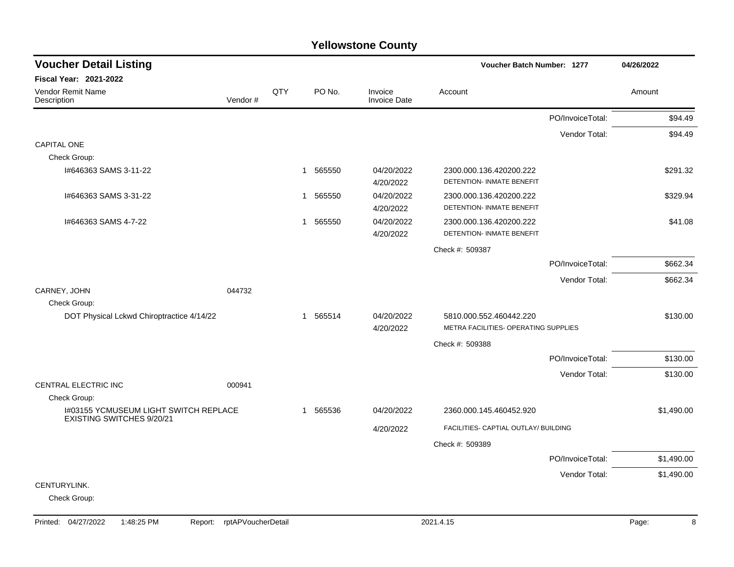# Yellowstone County

## Voucher Detail Listing

**Voucher Batch Number: 1277** | **04/26/2022**

**Fiscal Year: 2021-2022**

| Vendor Remit Name / Description | Vendor # | QTY | PO No. | Invoice / Invoice Date | Account | Amount |
|---|---|---|---|---|---|---|
| | | | | | PO/InvoiceTotal: | $94.49 |
| | | | | | Vendor Total: | $94.49 |
| CAPITAL ONE | | | | | | |
| Check Group: | | | | | | |
| I#646363 SAMS 3-11-22 | | 1 | 565550 | 04/20/2022<br>4/20/2022 | 2300.000.136.420200.222<br>DETENTION- INMATE BENEFIT | $291.32 |
| I#646363 SAMS 3-31-22 | | 1 | 565550 | 04/20/2022<br>4/20/2022 | 2300.000.136.420200.222<br>DETENTION- INMATE BENEFIT | $329.94 |
| I#646363 SAMS 4-7-22 | | 1 | 565550 | 04/20/2022<br>4/20/2022 | 2300.000.136.420200.222<br>DETENTION- INMATE BENEFIT | $41.08 |
| | | | | | Check #: 509387 | |
| | | | | | PO/InvoiceTotal: | $662.34 |
| | | | | | Vendor Total: | $662.34 |
| CARNEY, JOHN | 044732 | | | | | |
| Check Group: | | | | | | |
| DOT Physical Lckwd Chiroptractice 4/14/22 | | 1 | 565514 | 04/20/2022<br>4/20/2022 | 5810.000.552.460442.220<br>METRA FACILITIES- OPERATING SUPPLIES | $130.00 |
| | | | | | Check #: 509388 | |
| | | | | | PO/InvoiceTotal: | $130.00 |
| | | | | | Vendor Total: | $130.00 |
| CENTRAL ELECTRIC INC | 000941 | | | | | |
| Check Group: | | | | | | |
| I#03155 YCMUSEUM LIGHT SWITCH REPLACE EXISTING SWITCHES 9/20/21 | | 1 | 565536 | 04/20/2022<br>4/20/2022 | 2360.000.145.460452.920<br>FACILITIES- CAPTIAL OUTLAY/ BUILDING | $1,490.00 |
| | | | | | Check #: 509389 | |
| | | | | | PO/InvoiceTotal: | $1,490.00 |
| | | | | | Vendor Total: | $1,490.00 |
| CENTURYLINK. | | | | | | |
| Check Group: | | | | | | |

Printed: 04/27/2022 1:48:25 PM Report: rptAPVoucherDetail 2021.4.15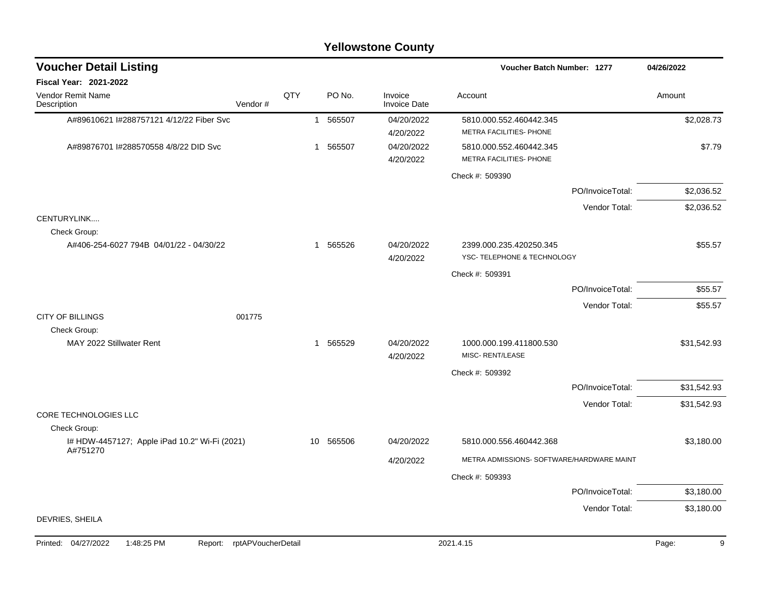# Yellowstone County

## Voucher Detail Listing

**Voucher Batch Number: 1277** — 04/26/2022

**Fiscal Year: 2021-2022**

| Vendor Remit Name / Description | Vendor # | QTY | PO No. | Invoice / Invoice Date | Account | Amount |
|---|---|---|---|---|---|---|
| A#89610621 I#288757121 4/12/22 Fiber Svc | | 1 | 565507 | 04/20/2022 / 4/20/2022 | 5810.000.552.460442.345 METRA FACILITIES- PHONE | $2,028.73 |
| A#89876701 I#288570558 4/8/22 DID Svc | | 1 | 565507 | 04/20/2022 / 4/20/2022 | 5810.000.552.460442.345 METRA FACILITIES- PHONE | $7.79 |
| | | | | | Check #: 509390 | |
| | | | | | PO/InvoiceTotal: | $2,036.52 |
| | | | | | Vendor Total: | $2,036.52 |
| CENTURYLINK.... | | | | | | |
| Check Group: | | | | | | |
| A#406-254-6027 794B 04/01/22 - 04/30/22 | | 1 | 565526 | 04/20/2022 / 4/20/2022 | 2399.000.235.420250.345 YSC- TELEPHONE & TECHNOLOGY | $55.57 |
| | | | | | Check #: 509391 | |
| | | | | | PO/InvoiceTotal: | $55.57 |
| | | | | | Vendor Total: | $55.57 |
| CITY OF BILLINGS | 001775 | | | | | |
| Check Group: | | | | | | |
| MAY 2022 Stillwater Rent | | 1 | 565529 | 04/20/2022 / 4/20/2022 | 1000.000.199.411800.530 MISC- RENT/LEASE | $31,542.93 |
| | | | | | Check #: 509392 | |
| | | | | | PO/InvoiceTotal: | $31,542.93 |
| | | | | | Vendor Total: | $31,542.93 |
| CORE TECHNOLOGIES LLC | | | | | | |
| Check Group: | | | | | | |
| I# HDW-4457127; Apple iPad 10.2" Wi-Fi (2021) A#751270 | | 10 | 565506 | 04/20/2022 / 4/20/2022 | 5810.000.556.460442.368 METRA ADMISSIONS- SOFTWARE/HARDWARE MAINT | $3,180.00 |
| | | | | | Check #: 509393 | |
| | | | | | PO/InvoiceTotal: | $3,180.00 |
| | | | | | Vendor Total: | $3,180.00 |
| DEVRIES, SHEILA | | | | | | |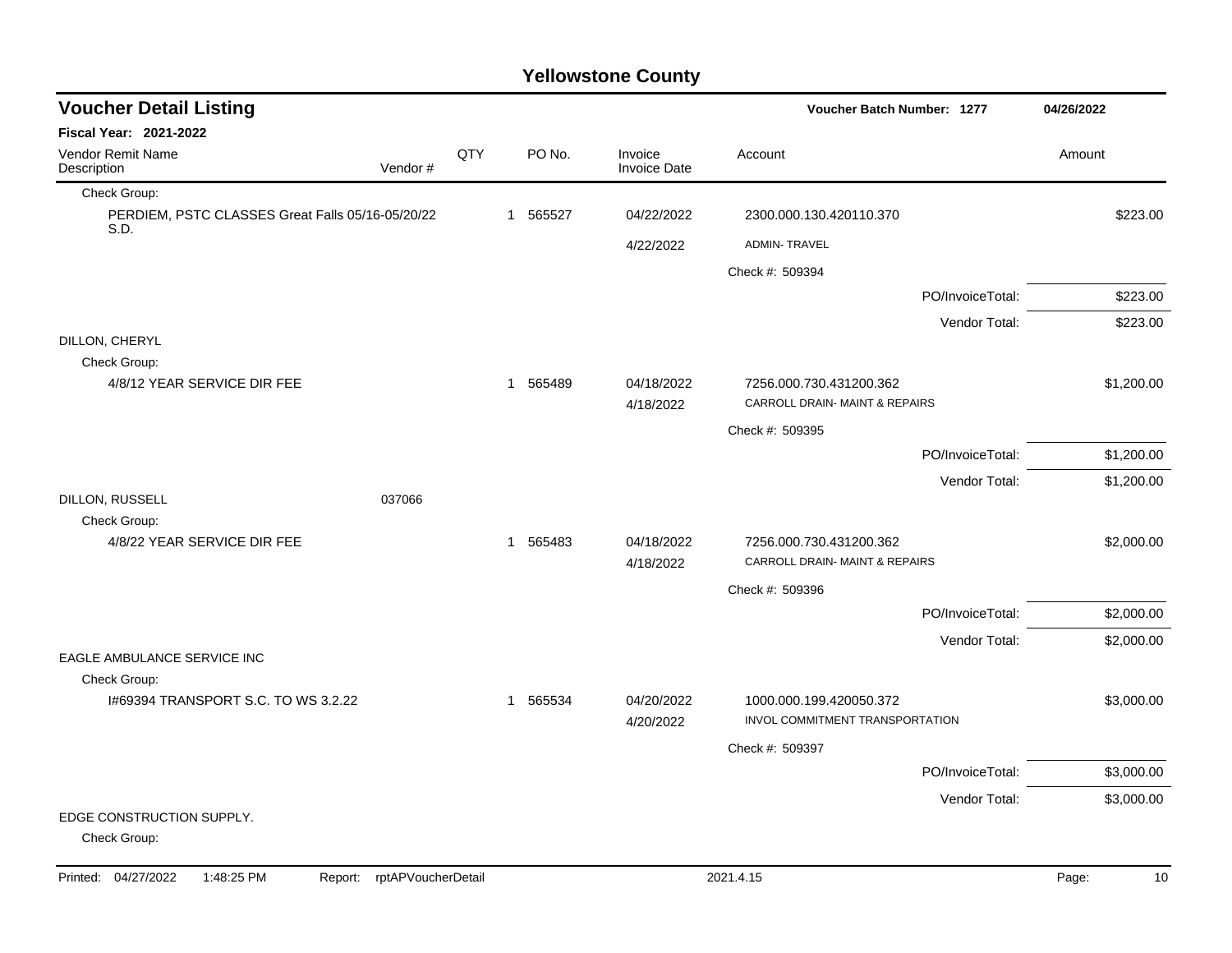# Yellowstone County

## Voucher Detail Listing

**Voucher Batch Number: 1277** | **04/26/2022**

**Fiscal Year: 2021-2022**

| Vendor Remit Name<br>Description | Vendor # | QTY | PO No. | Invoice<br>Invoice Date | Account | Amount |
|---|---|---|---|---|---|---|
| Check Group: | | | | | | |
| PERDIEM, PSTC CLASSES Great Falls 05/16-05/20/22 S.D. | | 1 | 565527 | 04/22/2022<br>4/22/2022 | 2300.000.130.420110.370<br>ADMIN- TRAVEL | $223.00 |
| | | | | | Check #: 509394 | |
| | | | | | PO/InvoiceTotal: | $223.00 |
| | | | | | Vendor Total: | $223.00 |
| DILLON, CHERYL | | | | | | |
| Check Group: | | | | | | |
| 4/8/12 YEAR SERVICE DIR FEE | | 1 | 565489 | 04/18/2022<br>4/18/2022 | 7256.000.730.431200.362<br>CARROLL DRAIN- MAINT & REPAIRS | $1,200.00 |
| | | | | | Check #: 509395 | |
| | | | | | PO/InvoiceTotal: | $1,200.00 |
| | | | | | Vendor Total: | $1,200.00 |
| DILLON, RUSSELL | 037066 | | | | | |
| Check Group: | | | | | | |
| 4/8/22 YEAR SERVICE DIR FEE | | 1 | 565483 | 04/18/2022<br>4/18/2022 | 7256.000.730.431200.362<br>CARROLL DRAIN- MAINT & REPAIRS | $2,000.00 |
| | | | | | Check #: 509396 | |
| | | | | | PO/InvoiceTotal: | $2,000.00 |
| | | | | | Vendor Total: | $2,000.00 |
| EAGLE AMBULANCE SERVICE INC | | | | | | |
| Check Group: | | | | | | |
| I#69394 TRANSPORT S.C. TO WS 3.2.22 | | 1 | 565534 | 04/20/2022<br>4/20/2022 | 1000.000.199.420050.372<br>INVOL COMMITMENT TRANSPORTATION | $3,000.00 |
| | | | | | Check #: 509397 | |
| | | | | | PO/InvoiceTotal: | $3,000.00 |
| | | | | | Vendor Total: | $3,000.00 |
| EDGE CONSTRUCTION SUPPLY. | | | | | | |
| Check Group: | | | | | | |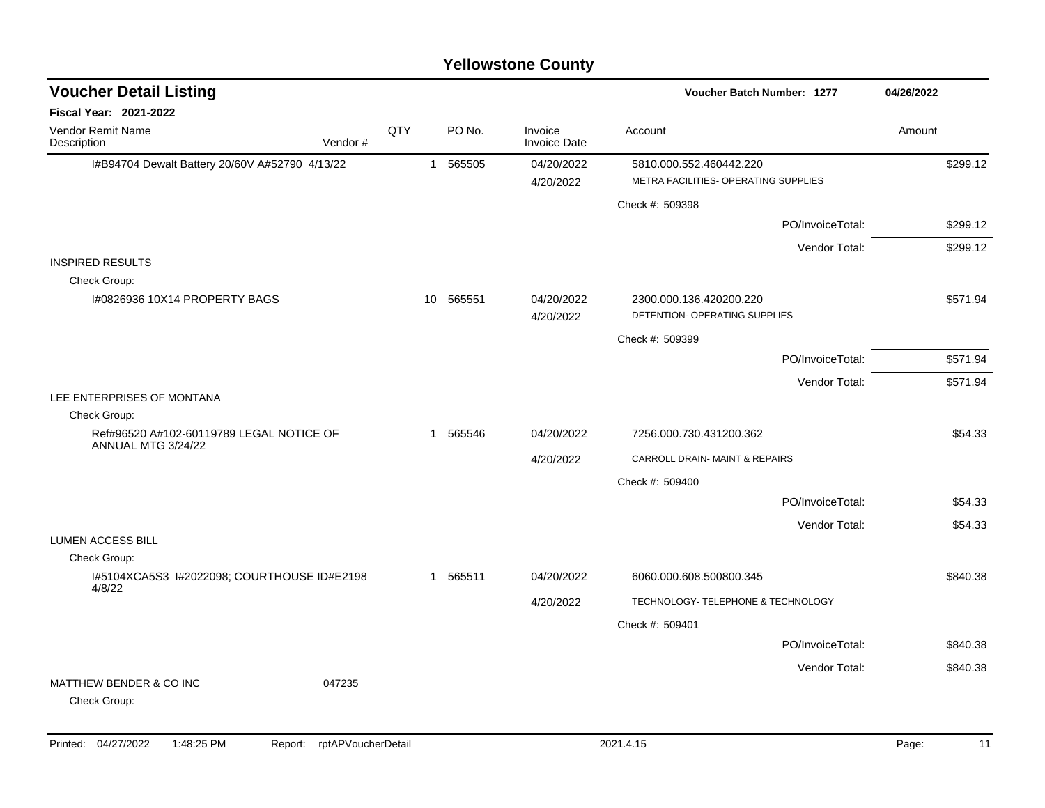# Yellowstone County

## Voucher Detail Listing

**Voucher Batch Number: 1277** — 04/26/2022

**Fiscal Year: 2021-2022**

| Vendor Remit Name / Description | Vendor # | QTY | PO No. | Invoice / Invoice Date | Account | Amount |
|---|---|---|---|---|---|---|
| I#B94704 Dewalt Battery 20/60V A#52790 4/13/22 | | 1 | 565505 | 04/20/2022 | 5810.000.552.460442.220 | $299.12 |
| | | | | 4/20/2022 | METRA FACILITIES- OPERATING SUPPLIES | |
| | | | | | Check #: 509398 | |
| | | | | | PO/InvoiceTotal: | $299.12 |
| | | | | | Vendor Total: | $299.12 |
| INSPIRED RESULTS | | | | | | |
| Check Group: | | | | | | |
| I#0826936 10X14 PROPERTY BAGS | | 10 | 565551 | 04/20/2022 | 2300.000.136.420200.220 | $571.94 |
| | | | | 4/20/2022 | DETENTION- OPERATING SUPPLIES | |
| | | | | | Check #: 509399 | |
| | | | | | PO/InvoiceTotal: | $571.94 |
| | | | | | Vendor Total: | $571.94 |
| LEE ENTERPRISES OF MONTANA | | | | | | |
| Check Group: | | | | | | |
| Ref#96520 A#102-60119789 LEGAL NOTICE OF ANNUAL MTG 3/24/22 | | 1 | 565546 | 04/20/2022 | 7256.000.730.431200.362 | $54.33 |
| | | | | 4/20/2022 | CARROLL DRAIN- MAINT & REPAIRS | |
| | | | | | Check #: 509400 | |
| | | | | | PO/InvoiceTotal: | $54.33 |
| | | | | | Vendor Total: | $54.33 |
| LUMEN ACCESS BILL | | | | | | |
| Check Group: | | | | | | |
| I#5104XCA5S3 I#2022098; COURTHOUSE ID#E2198 4/8/22 | | 1 | 565511 | 04/20/2022 | 6060.000.608.500800.345 | $840.38 |
| | | | | 4/20/2022 | TECHNOLOGY- TELEPHONE & TECHNOLOGY | |
| | | | | | Check #: 509401 | |
| | | | | | PO/InvoiceTotal: | $840.38 |
| | | | | | Vendor Total: | $840.38 |
| MATTHEW BENDER & CO INC | 047235 | | | | | |
| Check Group: | | | | | | |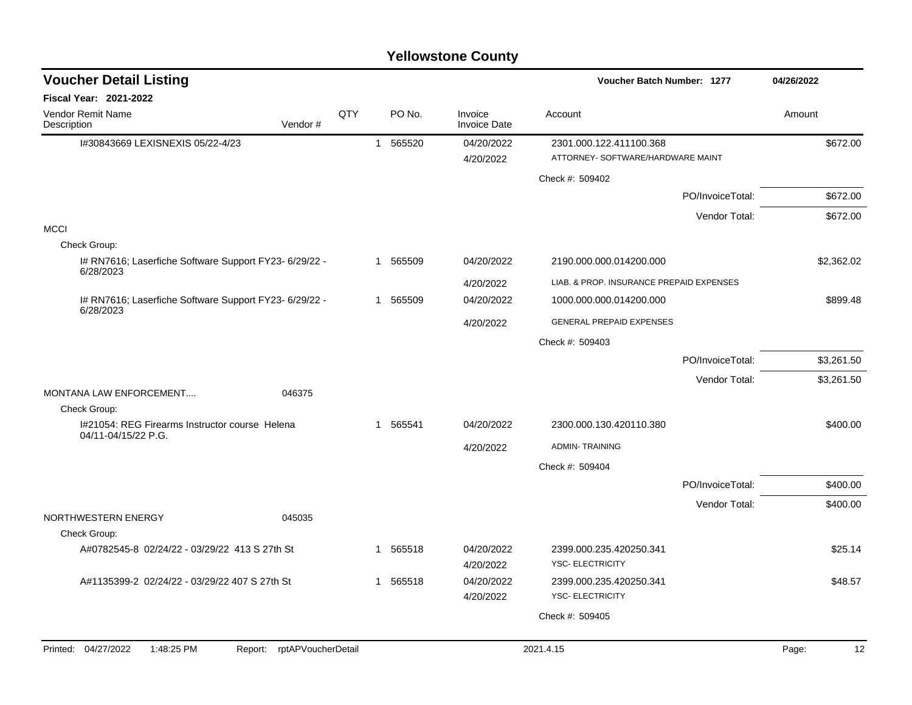# Yellowstone County

## Voucher Detail Listing

**Voucher Batch Number: 1277** | **04/26/2022**

**Fiscal Year: 2021-2022**

| Vendor Remit Name / Description | Vendor # | QTY | PO No. | Invoice / Invoice Date | Account | Amount |
|---|---|---|---|---|---|---|
| I#30843669 LEXISNEXIS 05/22-4/23 | | 1 | 565520 | 04/20/2022<br>4/20/2022 | 2301.000.122.411100.368<br>ATTORNEY- SOFTWARE/HARDWARE MAINT | $672.00 |
| | | | | | Check #: 509402 | |
| | | | | | PO/InvoiceTotal: | $672.00 |
| | | | | | Vendor Total: | $672.00 |
| MCCI | | | | | | |
| Check Group: | | | | | | |
| I# RN7616; Laserfiche Software Support FY23- 6/29/22 - 6/28/2023 | | 1 | 565509 | 04/20/2022<br>4/20/2022 | 2190.000.000.014200.000<br>LIAB. & PROP. INSURANCE PREPAID EXPENSES | $2,362.02 |
| I# RN7616; Laserfiche Software Support FY23- 6/29/22 - 6/28/2023 | | 1 | 565509 | 04/20/2022<br>4/20/2022 | 1000.000.000.014200.000<br>GENERAL PREPAID EXPENSES | $899.48 |
| | | | | | Check #: 509403 | |
| | | | | | PO/InvoiceTotal: | $3,261.50 |
| | | | | | Vendor Total: | $3,261.50 |
| MONTANA LAW ENFORCEMENT.... | 046375 | | | | | |
| Check Group: | | | | | | |
| I#21054: REG Firearms Instructor course Helena 04/11-04/15/22 P.G. | | 1 | 565541 | 04/20/2022<br>4/20/2022 | 2300.000.130.420110.380<br>ADMIN- TRAINING | $400.00 |
| | | | | | Check #: 509404 | |
| | | | | | PO/InvoiceTotal: | $400.00 |
| | | | | | Vendor Total: | $400.00 |
| NORTHWESTERN ENERGY | 045035 | | | | | |
| Check Group: | | | | | | |
| A#0782545-8 02/24/22 - 03/29/22 413 S 27th St | | 1 | 565518 | 04/20/2022<br>4/20/2022 | 2399.000.235.420250.341<br>YSC- ELECTRICITY | $25.14 |
| A#1135399-2 02/24/22 - 03/29/22 407 S 27th St | | 1 | 565518 | 04/20/2022<br>4/20/2022 | 2399.000.235.420250.341<br>YSC- ELECTRICITY | $48.57 |
| | | | | | Check #: 509405 | |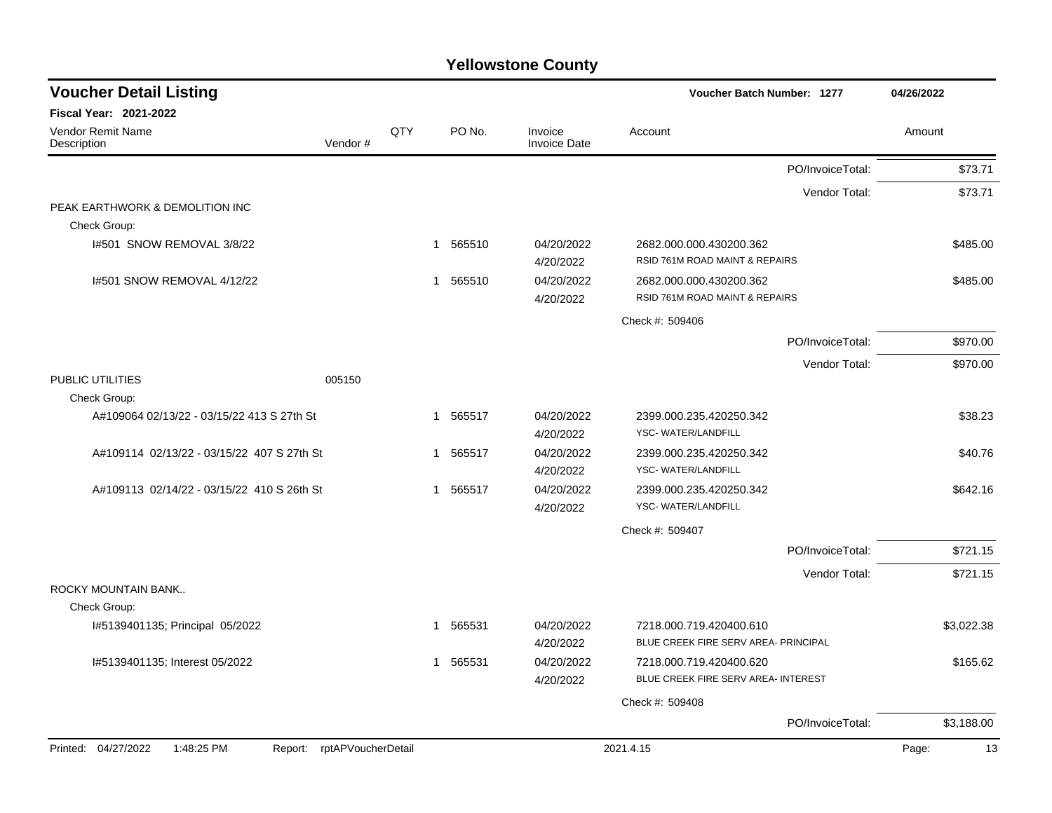# Yellowstone County

## Voucher Detail Listing

**Fiscal Year: 2021-2022**

Voucher Batch Number: 1277 — 04/26/2022

| Vendor Remit Name / Description | Vendor # | QTY | PO No. | Invoice / Invoice Date | Account | Amount |
|---|---|---|---|---|---|---|
| | | | | | PO/InvoiceTotal: | $73.71 |
| | | | | | Vendor Total: | $73.71 |
| PEAK EARTHWORK & DEMOLITION INC | | | | | | |
| Check Group: | | | | | | |
| I#501 SNOW REMOVAL 3/8/22 | | 1 | 565510 | 04/20/2022 4/20/2022 | 2682.000.000.430200.362 RSID 761M ROAD MAINT & REPAIRS | $485.00 |
| I#501 SNOW REMOVAL 4/12/22 | | 1 | 565510 | 04/20/2022 4/20/2022 | 2682.000.000.430200.362 RSID 761M ROAD MAINT & REPAIRS | $485.00 |
| | | | | | Check #: 509406 | |
| | | | | | PO/InvoiceTotal: | $970.00 |
| | | | | | Vendor Total: | $970.00 |
| PUBLIC UTILITIES | 005150 | | | | | |
| Check Group: | | | | | | |
| A#109064 02/13/22 - 03/15/22 413 S 27th St | | 1 | 565517 | 04/20/2022 4/20/2022 | 2399.000.235.420250.342 YSC- WATER/LANDFILL | $38.23 |
| A#109114 02/13/22 - 03/15/22 407 S 27th St | | 1 | 565517 | 04/20/2022 4/20/2022 | 2399.000.235.420250.342 YSC- WATER/LANDFILL | $40.76 |
| A#109113 02/14/22 - 03/15/22 410 S 26th St | | 1 | 565517 | 04/20/2022 4/20/2022 | 2399.000.235.420250.342 YSC- WATER/LANDFILL | $642.16 |
| | | | | | Check #: 509407 | |
| | | | | | PO/InvoiceTotal: | $721.15 |
| | | | | | Vendor Total: | $721.15 |
| ROCKY MOUNTAIN BANK.. | | | | | | |
| Check Group: | | | | | | |
| I#5139401135; Principal 05/2022 | | 1 | 565531 | 04/20/2022 4/20/2022 | 7218.000.719.420400.610 BLUE CREEK FIRE SERV AREA- PRINCIPAL | $3,022.38 |
| I#5139401135; Interest 05/2022 | | 1 | 565531 | 04/20/2022 4/20/2022 | 7218.000.719.420400.620 BLUE CREEK FIRE SERV AREA- INTEREST | $165.62 |
| | | | | | Check #: 509408 | |
| | | | | | PO/InvoiceTotal: | $3,188.00 |

Printed: 04/27/2022 1:48:25 PM Report: rptAPVoucherDetail 2021.4.15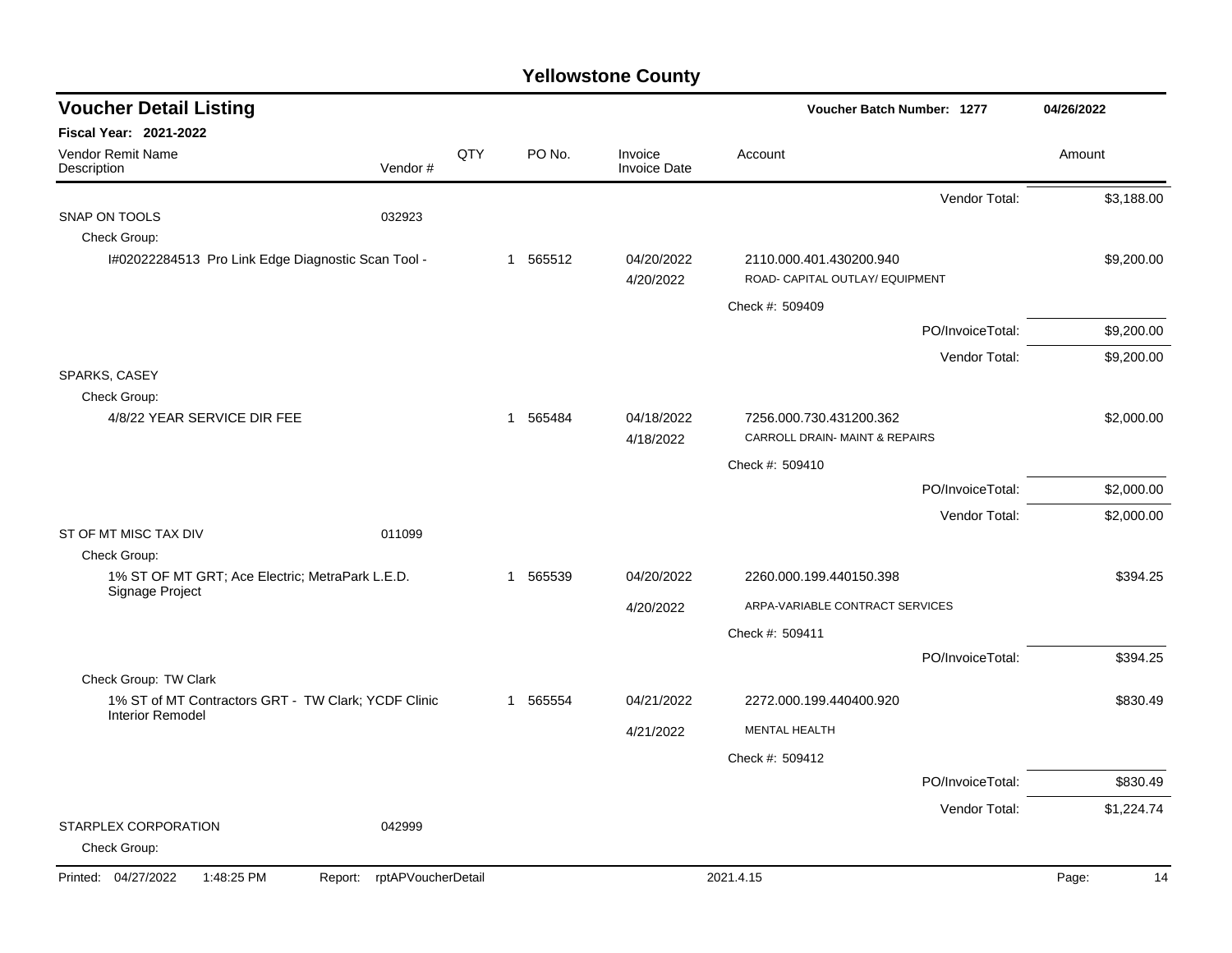# Yellowstone County

## Voucher Detail Listing

**Voucher Batch Number: 1277** — 04/26/2022

**Fiscal Year: 2021-2022**

| Vendor Remit Name / Description | Vendor # | QTY | PO No. | Invoice / Invoice Date | Account | Amount |
|---|---|---|---|---|---|---|
| | | | | | Vendor Total: | $3,188.00 |
| SNAP ON TOOLS | 032923 | | | | | |
| Check Group: | | | | | | |
| I#02022284513 Pro Link Edge Diagnostic Scan Tool - | | 1 | 565512 | 04/20/2022 4/20/2022 | 2110.000.401.430200.940 ROAD- CAPITAL OUTLAY/ EQUIPMENT | $9,200.00 |
| | | | | | Check #: 509409 | |
| | | | | | PO/InvoiceTotal: | $9,200.00 |
| | | | | | Vendor Total: | $9,200.00 |
| SPARKS, CASEY | | | | | | |
| Check Group: | | | | | | |
| 4/8/22 YEAR SERVICE DIR FEE | | 1 | 565484 | 04/18/2022 4/18/2022 | 7256.000.730.431200.362 CARROLL DRAIN- MAINT & REPAIRS | $2,000.00 |
| | | | | | Check #: 509410 | |
| | | | | | PO/InvoiceTotal: | $2,000.00 |
| | | | | | Vendor Total: | $2,000.00 |
| ST OF MT MISC TAX DIV | 011099 | | | | | |
| Check Group: | | | | | | |
| 1% ST OF MT GRT; Ace Electric; MetraPark L.E.D. Signage Project | | 1 | 565539 | 04/20/2022 4/20/2022 | 2260.000.199.440150.398 ARPA-VARIABLE CONTRACT SERVICES | $394.25 |
| | | | | | Check #: 509411 | |
| | | | | | PO/InvoiceTotal: | $394.25 |
| Check Group: TW Clark | | | | | | |
| 1% ST of MT Contractors GRT - TW Clark; YCDF Clinic Interior Remodel | | 1 | 565554 | 04/21/2022 4/21/2022 | 2272.000.199.440400.920 MENTAL HEALTH | $830.49 |
| | | | | | Check #: 509412 | |
| | | | | | PO/InvoiceTotal: | $830.49 |
| | | | | | Vendor Total: | $1,224.74 |
| STARPLEX CORPORATION | 042999 | | | | | |
| Check Group: | | | | | | |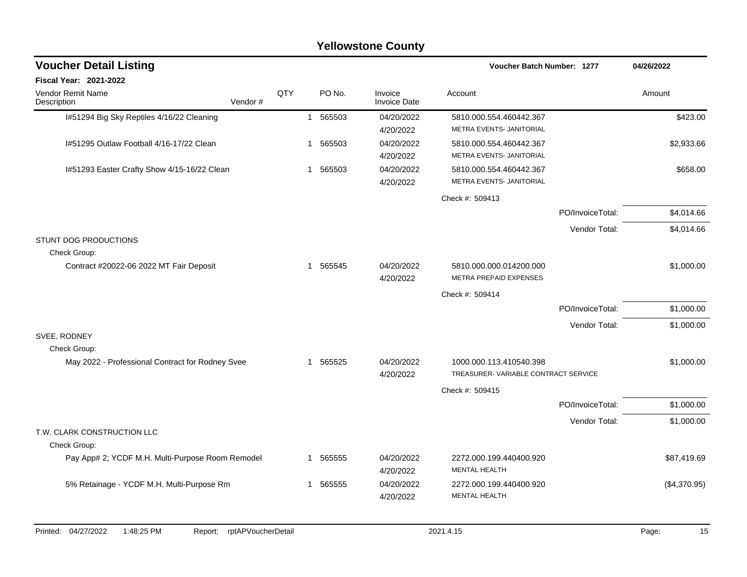# Yellowstone County

## Voucher Detail Listing

**Voucher Batch Number: 1277** — 04/26/2022

**Fiscal Year: 2021-2022**

| Vendor Remit Name / Description | Vendor # | QTY | PO No. | Invoice / Invoice Date | Account | Amount |
|---|---|---|---|---|---|---|
| I#51294 Big Sky Reptiles 4/16/22 Cleaning | | 1 | 565503 | 04/20/2022 4/20/2022 | 5810.000.554.460442.367 METRA EVENTS- JANITORIAL | $423.00 |
| I#51295 Outlaw Football 4/16-17/22 Clean | | 1 | 565503 | 04/20/2022 4/20/2022 | 5810.000.554.460442.367 METRA EVENTS- JANITORIAL | $2,933.66 |
| I#51293 Easter Crafty Show 4/15-16/22 Clean | | 1 | 565503 | 04/20/2022 4/20/2022 | 5810.000.554.460442.367 METRA EVENTS- JANITORIAL | $658.00 |
| | | | | | Check #: 509413 | |
| | | | | | PO/InvoiceTotal: | $4,014.66 |
| | | | | | Vendor Total: | $4,014.66 |
| **STUNT DOG PRODUCTIONS** | | | | | | |
| Check Group: | | | | | | |
| Contract #20022-06 2022 MT Fair Deposit | | 1 | 565545 | 04/20/2022 4/20/2022 | 5810.000.000.014200.000 METRA PREPAID EXPENSES | $1,000.00 |
| | | | | | Check #: 509414 | |
| | | | | | PO/InvoiceTotal: | $1,000.00 |
| | | | | | Vendor Total: | $1,000.00 |
| **SVEE, RODNEY** | | | | | | |
| Check Group: | | | | | | |
| May 2022 - Professional Contract for Rodney Svee | | 1 | 565525 | 04/20/2022 4/20/2022 | 1000.000.113.410540.398 TREASURER- VARIABLE CONTRACT SERVICE | $1,000.00 |
| | | | | | Check #: 509415 | |
| | | | | | PO/InvoiceTotal: | $1,000.00 |
| | | | | | Vendor Total: | $1,000.00 |
| **T.W. CLARK CONSTRUCTION LLC** | | | | | | |
| Check Group: | | | | | | |
| Pay App# 2; YCDF M.H. Multi-Purpose Room Remodel | | 1 | 565555 | 04/20/2022 4/20/2022 | 2272.000.199.440400.920 MENTAL HEALTH | $87,419.69 |
| 5% Retainage - YCDF M.H. Multi-Purpose Rm | | 1 | 565555 | 04/20/2022 4/20/2022 | 2272.000.199.440400.920 MENTAL HEALTH | ($4,370.95) |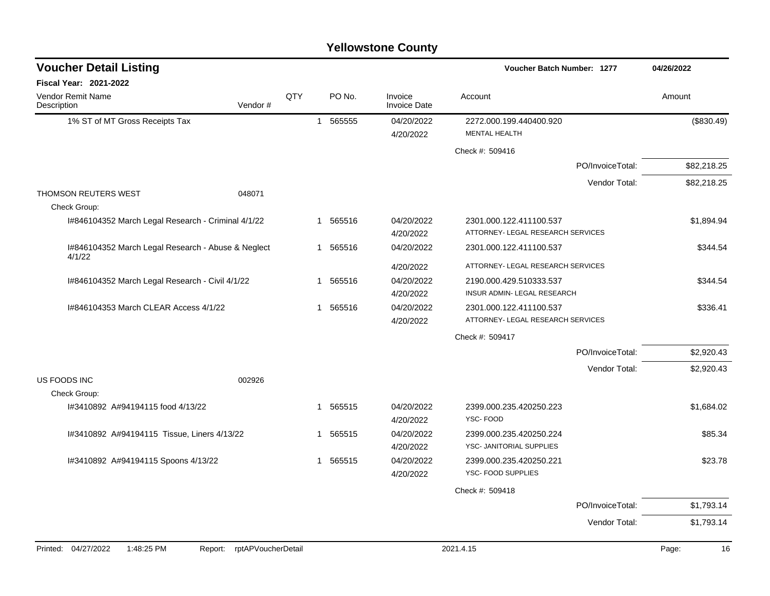# Yellowstone County

## Voucher Detail Listing

**Voucher Batch Number: 1277** — 04/26/2022

**Fiscal Year: 2021-2022**

| Vendor Remit Name / Description | Vendor # | QTY | PO No. | Invoice / Invoice Date | Account | Amount |
|---|---|---|---|---|---|---|
| 1% ST of MT Gross Receipts Tax | | 1 | 565555 | 04/20/2022 / 4/20/2022 | 2272.000.199.440400.920 MENTAL HEALTH | ($830.49) |
| | | | | | Check #: 509416 | |
| | | | | | PO/InvoiceTotal: | $82,218.25 |
| | | | | | Vendor Total: | $82,218.25 |
| THOMSON REUTERS WEST | 048071 | | | | | |
| Check Group: | | | | | | |
| I#846104352 March Legal Research - Criminal 4/1/22 | | 1 | 565516 | 04/20/2022 / 4/20/2022 | 2301.000.122.411100.537 ATTORNEY- LEGAL RESEARCH SERVICES | $1,894.94 |
| I#846104352 March Legal Research - Abuse & Neglect 4/1/22 | | 1 | 565516 | 04/20/2022 / 4/20/2022 | 2301.000.122.411100.537 ATTORNEY- LEGAL RESEARCH SERVICES | $344.54 |
| I#846104352 March Legal Research - Civil 4/1/22 | | 1 | 565516 | 04/20/2022 / 4/20/2022 | 2190.000.429.510333.537 INSUR ADMIN- LEGAL RESEARCH | $344.54 |
| I#846104353 March CLEAR Access 4/1/22 | | 1 | 565516 | 04/20/2022 / 4/20/2022 | 2301.000.122.411100.537 ATTORNEY- LEGAL RESEARCH SERVICES | $336.41 |
| | | | | | Check #: 509417 | |
| | | | | | PO/InvoiceTotal: | $2,920.43 |
| | | | | | Vendor Total: | $2,920.43 |
| US FOODS INC | 002926 | | | | | |
| Check Group: | | | | | | |
| I#3410892 A#94194115 food 4/13/22 | | 1 | 565515 | 04/20/2022 / 4/20/2022 | 2399.000.235.420250.223 YSC- FOOD | $1,684.02 |
| I#3410892 A#94194115 Tissue, Liners 4/13/22 | | 1 | 565515 | 04/20/2022 / 4/20/2022 | 2399.000.235.420250.224 YSC- JANITORIAL SUPPLIES | $85.34 |
| I#3410892 A#94194115 Spoons 4/13/22 | | 1 | 565515 | 04/20/2022 / 4/20/2022 | 2399.000.235.420250.221 YSC- FOOD SUPPLIES | $23.78 |
| | | | | | Check #: 509418 | |
| | | | | | PO/InvoiceTotal: | $1,793.14 |
| | | | | | Vendor Total: | $1,793.14 |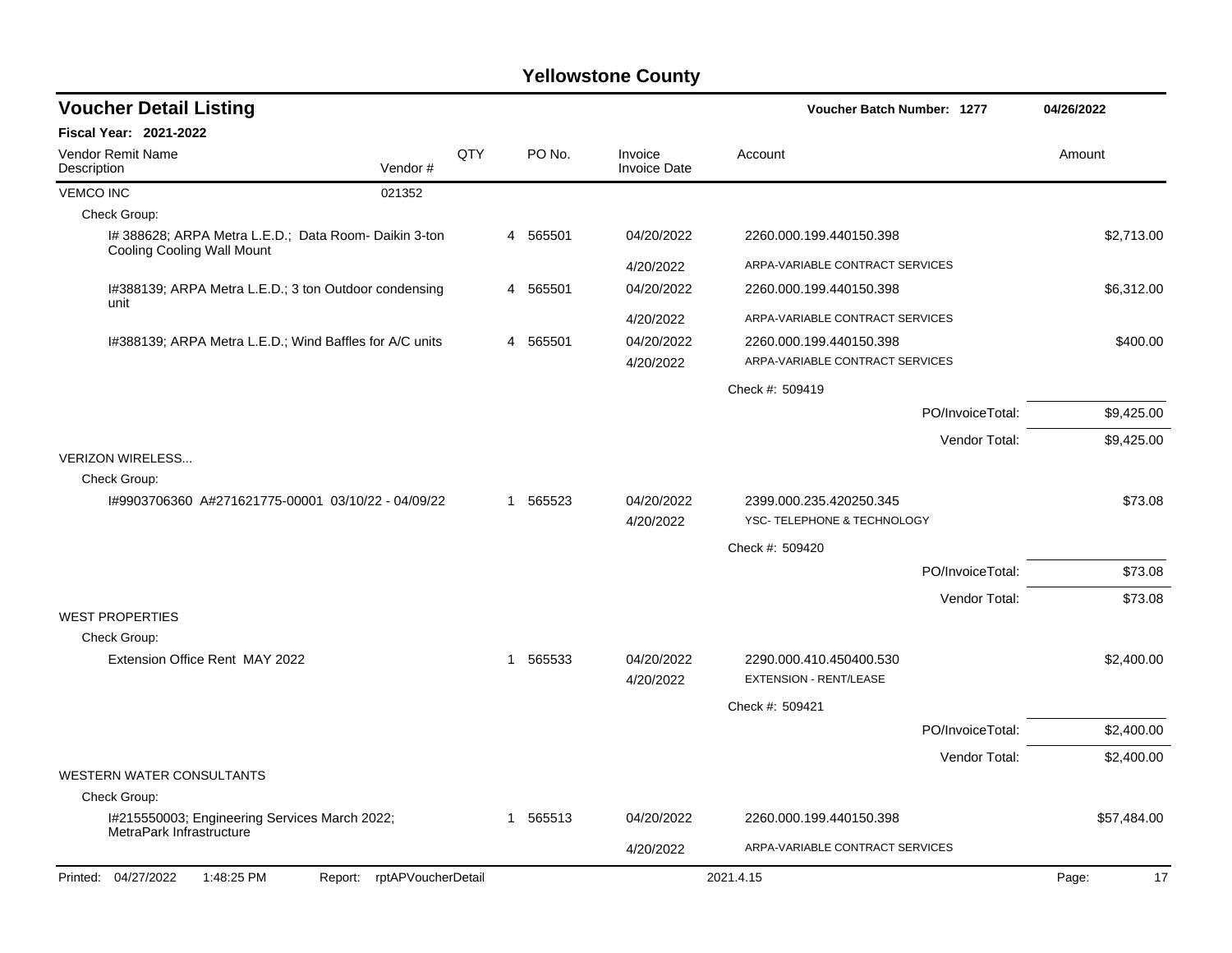# Yellowstone County

## Voucher Detail Listing

**Voucher Batch Number: 1277** — 04/26/2022

**Fiscal Year: 2021-2022**

| Vendor Remit Name / Description | Vendor # | QTY | PO No. | Invoice / Invoice Date | Account | Amount |
|---|---|---|---|---|---|---|
| VEMCO INC | 021352 | | | | | |
| Check Group: | | | | | | |
| I# 388628; ARPA Metra L.E.D.; Data Room- Daikin 3-ton Cooling Cooling Wall Mount | | 4 | 565501 | 04/20/2022 | 2260.000.199.440150.398 | $2,713.00 |
| | | | | 4/20/2022 | ARPA-VARIABLE CONTRACT SERVICES | |
| I#388139; ARPA Metra L.E.D.; 3 ton Outdoor condensing unit | | 4 | 565501 | 04/20/2022 | 2260.000.199.440150.398 | $6,312.00 |
| | | | | 4/20/2022 | ARPA-VARIABLE CONTRACT SERVICES | |
| I#388139; ARPA Metra L.E.D.; Wind Baffles for A/C units | | 4 | 565501 | 04/20/2022 | 2260.000.199.440150.398 | $400.00 |
| | | | | 4/20/2022 | ARPA-VARIABLE CONTRACT SERVICES | |
| | | | | | Check #: 509419 | |
| | | | | | PO/InvoiceTotal: | $9,425.00 |
| | | | | | Vendor Total: | $9,425.00 |
| VERIZON WIRELESS... | | | | | | |
| Check Group: | | | | | | |
| I#9903706360 A#271621775-00001 03/10/22 - 04/09/22 | | 1 | 565523 | 04/20/2022 | 2399.000.235.420250.345 | $73.08 |
| | | | | 4/20/2022 | YSC- TELEPHONE & TECHNOLOGY | |
| | | | | | Check #: 509420 | |
| | | | | | PO/InvoiceTotal: | $73.08 |
| | | | | | Vendor Total: | $73.08 |
| WEST PROPERTIES | | | | | | |
| Check Group: | | | | | | |
| Extension Office Rent MAY 2022 | | 1 | 565533 | 04/20/2022 | 2290.000.410.450400.530 | $2,400.00 |
| | | | | 4/20/2022 | EXTENSION - RENT/LEASE | |
| | | | | | Check #: 509421 | |
| | | | | | PO/InvoiceTotal: | $2,400.00 |
| | | | | | Vendor Total: | $2,400.00 |
| WESTERN WATER CONSULTANTS | | | | | | |
| Check Group: | | | | | | |
| I#215550003; Engineering Services March 2022; MetraPark Infrastructure | | 1 | 565513 | 04/20/2022 | 2260.000.199.440150.398 | $57,484.00 |
| | | | | 4/20/2022 | ARPA-VARIABLE CONTRACT SERVICES | |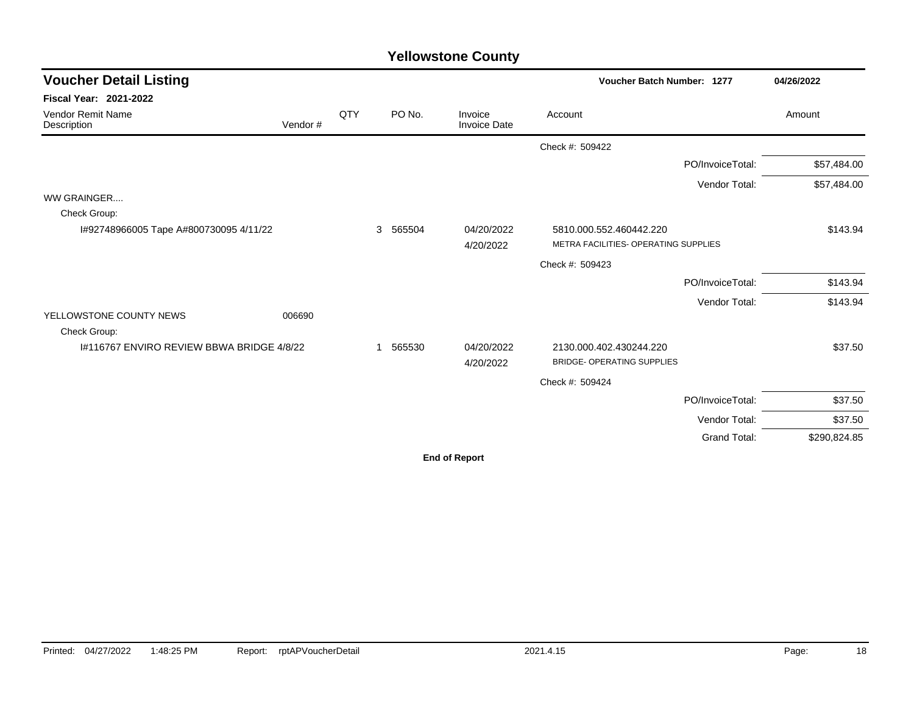# Yellowstone County

## Voucher Detail Listing

**Voucher Batch Number: 1277** **04/26/2022**

**Fiscal Year: 2021-2022**

| Vendor Remit Name / Description | Vendor # | QTY | PO No. | Invoice / Invoice Date | Account | Amount |
|---|---|---|---|---|---|---|
| | | | | | Check #: 509422 | |
| | | | | | PO/InvoiceTotal: | $57,484.00 |
| | | | | | Vendor Total: | $57,484.00 |
| WW GRAINGER.... | | | | | | |
| Check Group: | | | | | | |
| I#92748966005 Tape A#800730095 4/11/22 | | 3 | 565504 | 04/20/2022<br>4/20/2022 | 5810.000.552.460442.220<br>METRA FACILITIES- OPERATING SUPPLIES | $143.94 |
| | | | | | Check #: 509423 | |
| | | | | | PO/InvoiceTotal: | $143.94 |
| | | | | | Vendor Total: | $143.94 |
| YELLOWSTONE COUNTY NEWS | 006690 | | | | | |
| Check Group: | | | | | | |
| I#116767 ENVIRO REVIEW BBWA BRIDGE 4/8/22 | | 1 | 565530 | 04/20/2022<br>4/20/2022 | 2130.000.402.430244.220<br>BRIDGE- OPERATING SUPPLIES | $37.50 |
| | | | | | Check #: 509424 | |
| | | | | | PO/InvoiceTotal: | $37.50 |
| | | | | | Vendor Total: | $37.50 |
| | | | | | Grand Total: | $290,824.85 |

**End of Report**